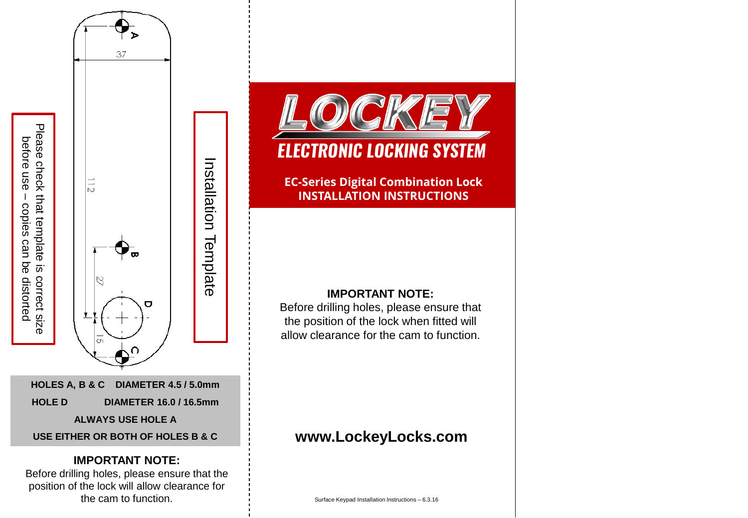Please check that template is correct size before use – copies can be distorted

Installation Template

37

112

27

15

A

B

C

D

| HOLES A, B & C | DIAMETER 4.5 / 5.0mm |
|---|---|
| HOLE D | DIAMETER 16.0 / 16.5mm |

**ALWAYS USE HOLE A**

**USE EITHER OR BOTH OF HOLES B & C**

**IMPORTANT NOTE:**

Before drilling holes, please ensure that the position of the lock will allow clearance for the cam to function.

# LOCKEY

## ELECTRONIC LOCKING SYSTEM

**EC-Series Digital Combination Lock**
**INSTALLATION INSTRUCTIONS**

**IMPORTANT NOTE:**

Before drilling holes, please ensure that the position of the lock when fitted will allow clearance for the cam to function.

**www.LockeyLocks.com**

Surface Keypad Installation Instructions – 6.3.16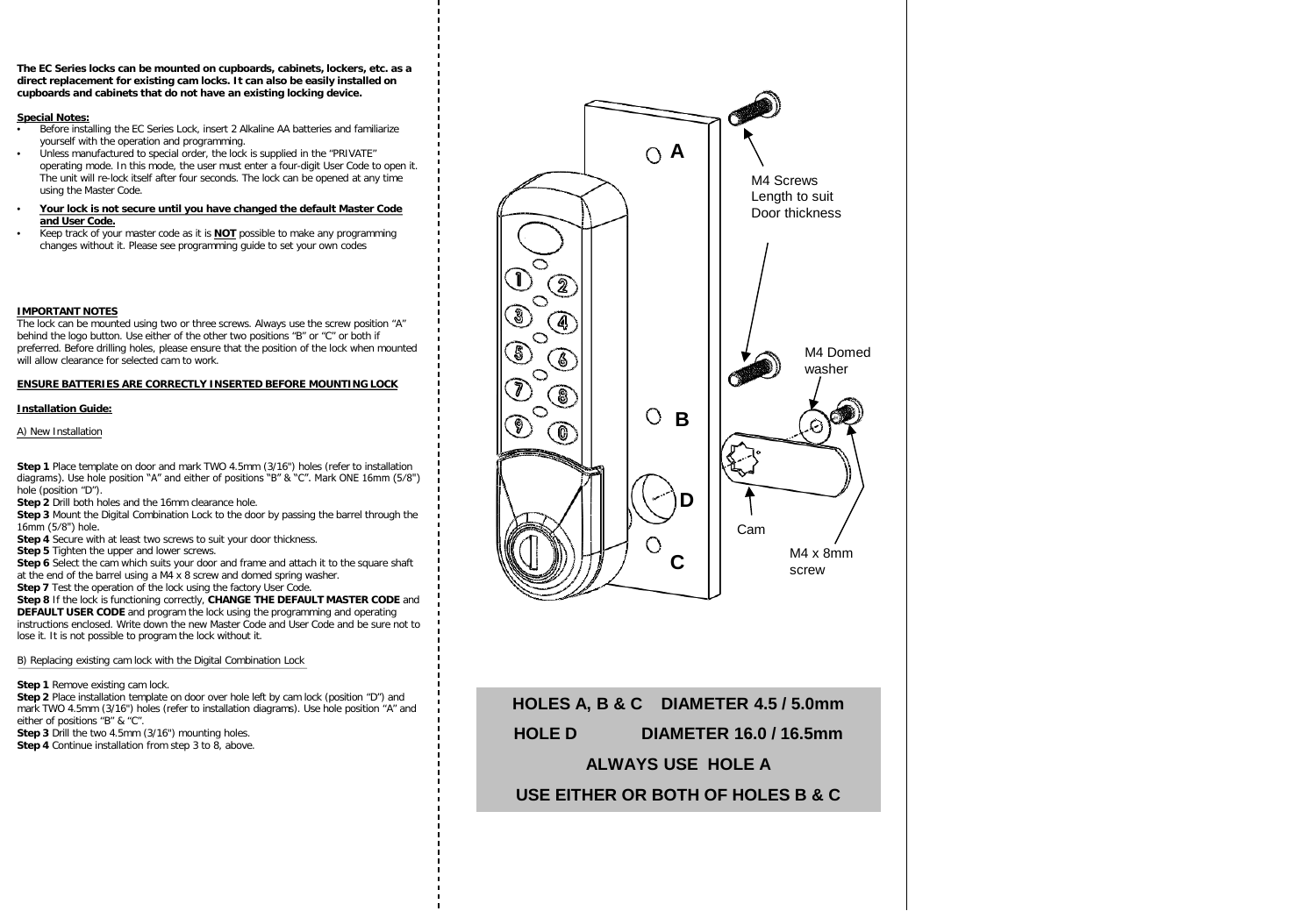**The EC Series locks can be mounted on cupboards, cabinets, lockers, etc. as a direct replacement for existing cam locks. It can also be easily installed on cupboards and cabinets that do not have an existing locking device.**

**Special Notes:**

- Before installing the EC Series Lock, insert 2 Alkaline AA batteries and familiarize yourself with the operation and programming.
- Unless manufactured to special order, the lock is supplied in the "PRIVATE" operating mode. In this mode, the user must enter a four-digit User Code to open it. The unit will re-lock itself after four seconds. The lock can be opened at any time using the Master Code.
- **Your lock is not secure until you have changed the default Master Code and User Code.**
- Keep track of your master code as it is **NOT** possible to make any programming changes without it. Please see programming guide to set your own codes

**IMPORTANT NOTES**

The lock can be mounted using two or three screws. Always use the screw position "A" behind the logo button. Use either of the other two positions "B" or "C" or both if preferred. Before drilling holes, please ensure that the position of the lock when mounted will allow clearance for selected cam to work.

**ENSURE BATTERIES ARE CORRECTLY INSERTED BEFORE MOUNTING LOCK**

**Installation Guide:**

A) New Installation

**Step 1** Place template on door and mark TWO 4.5mm (3/16") holes (refer to installation diagrams). Use hole position "A" and either of positions "B" & "C". Mark ONE 16mm (5/8") hole (position "D").
**Step 2** Drill both holes and the 16mm clearance hole.
**Step 3** Mount the Digital Combination Lock to the door by passing the barrel through the 16mm (5/8") hole.
**Step 4** Secure with at least two screws to suit your door thickness.
**Step 5** Tighten the upper and lower screws.
**Step 6** Select the cam which suits your door and frame and attach it to the square shaft at the end of the barrel using a M4 x 8 screw and domed spring washer.
**Step 7** Test the operation of the lock using the factory User Code.
**Step 8** If the lock is functioning correctly, **CHANGE THE DEFAULT MASTER CODE** and **DEFAULT USER CODE** and program the lock using the programming and operating instructions enclosed. Write down the new Master Code and User Code and be sure not to lose it. It is not possible to program the lock without it.

B) Replacing existing cam lock with the Digital Combination Lock

**Step 1** Remove existing cam lock.
**Step 2** Place installation template on door over hole left by cam lock (position "D") and mark TWO 4.5mm (3/16") holes (refer to installation diagrams). Use hole position "A" and either of positions "B" & "C".
**Step 3** Drill the two 4.5mm (3/16") mounting holes.
**Step 4** Continue installation from step 3 to 8, above.

A

B

D

C

M4 Screws
Length to suit
Door thickness

M4 Domed
washer

Cam

M4 x 8mm
screw

**HOLES A, B & C DIAMETER 4.5 / 5.0mm**

**HOLE D DIAMETER 16.0 / 16.5mm**

**ALWAYS USE HOLE A**

**USE EITHER OR BOTH OF HOLES B & C**